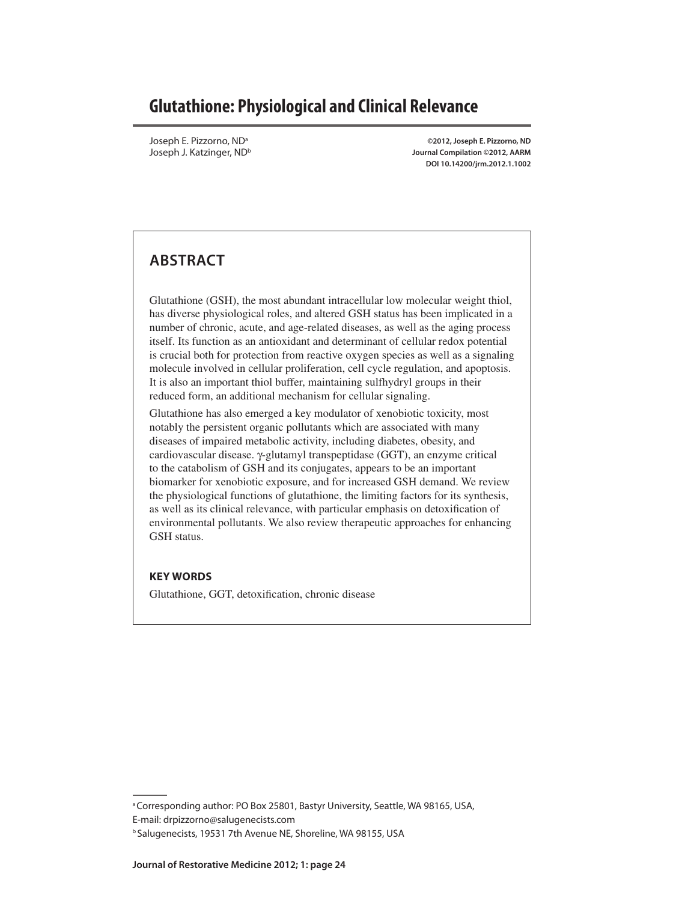# Glutathione: Physiological and Clinical Relevance

Joseph E. Pizzorno, ND[a]
Joseph J. Katzinger, ND[b]

**©2012, Joseph E. Pizzorno, ND**
**Journal Compilation ©2012, AARM**
**DOI 10.14200/jrm.2012.1.1002**

## ABSTRACT

Glutathione (GSH), the most abundant intracellular low molecular weight thiol, has diverse physiological roles, and altered GSH status has been implicated in a number of chronic, acute, and age-related diseases, as well as the aging process itself. Its function as an antioxidant and determinant of cellular redox potential is crucial both for protection from reactive oxygen species as well as a signaling molecule involved in cellular proliferation, cell cycle regulation, and apoptosis. It is also an important thiol buffer, maintaining sulfhydryl groups in their reduced form, an additional mechanism for cellular signaling.

Glutathione has also emerged a key modulator of xenobiotic toxicity, most notably the persistent organic pollutants which are associated with many diseases of impaired metabolic activity, including diabetes, obesity, and cardiovascular disease. γ-glutamyl transpeptidase (GGT), an enzyme critical to the catabolism of GSH and its conjugates, appears to be an important biomarker for xenobiotic exposure, and for increased GSH demand. We review the physiological functions of glutathione, the limiting factors for its synthesis, as well as its clinical relevance, with particular emphasis on detoxification of environmental pollutants. We also review therapeutic approaches for enhancing GSH status.

### KEY WORDS

Glutathione, GGT, detoxification, chronic disease

---

[a] Corresponding author: PO Box 25801, Bastyr University, Seattle, WA 98165, USA,
E-mail: drpizzorno@salugenecists.com

[b] Salugenecists, 19531 7th Avenue NE, Shoreline, WA 98155, USA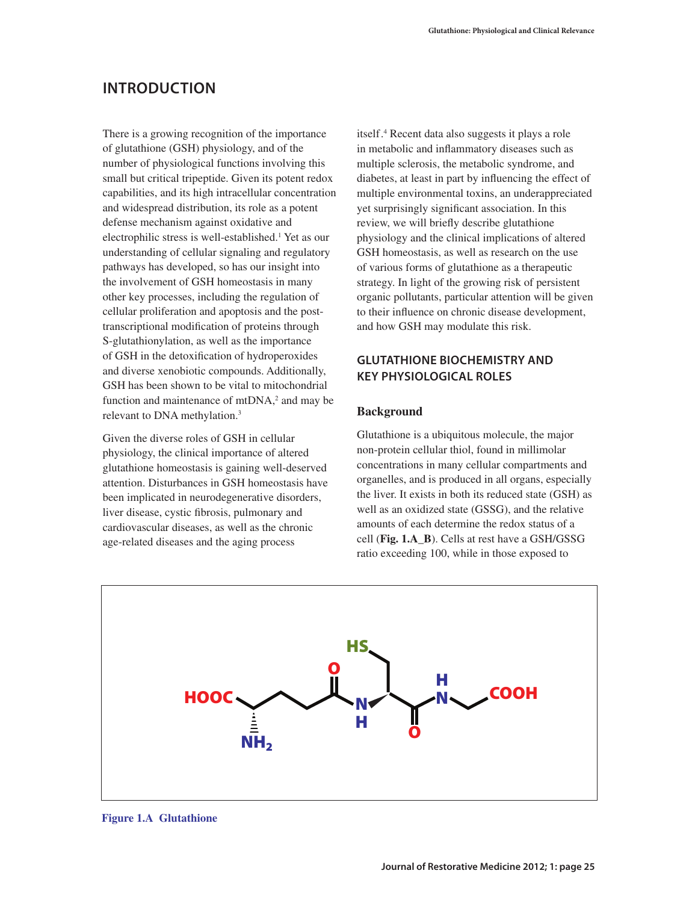## INTRODUCTION

There is a growing recognition of the importance of glutathione (GSH) physiology, and of the number of physiological functions involving this small but critical tripeptide. Given its potent redox capabilities, and its high intracellular concentration and widespread distribution, its role as a potent defense mechanism against oxidative and electrophilic stress is well-established.[1] Yet as our understanding of cellular signaling and regulatory pathways has developed, so has our insight into the involvement of GSH homeostasis in many other key processes, including the regulation of cellular proliferation and apoptosis and the post-transcriptional modification of proteins through S-glutathionylation, as well as the importance of GSH in the detoxification of hydroperoxides and diverse xenobiotic compounds. Additionally, GSH has been shown to be vital to mitochondrial function and maintenance of mtDNA,[2] and may be relevant to DNA methylation.[3]

Given the diverse roles of GSH in cellular physiology, the clinical importance of altered glutathione homeostasis is gaining well-deserved attention. Disturbances in GSH homeostasis have been implicated in neurodegenerative disorders, liver disease, cystic fibrosis, pulmonary and cardiovascular diseases, as well as the chronic age-related diseases and the aging process itself.[4] Recent data also suggests it plays a role in metabolic and inflammatory diseases such as multiple sclerosis, the metabolic syndrome, and diabetes, at least in part by influencing the effect of multiple environmental toxins, an underappreciated yet surprisingly significant association. In this review, we will briefly describe glutathione physiology and the clinical implications of altered GSH homeostasis, as well as research on the use of various forms of glutathione as a therapeutic strategy. In light of the growing risk of persistent organic pollutants, particular attention will be given to their influence on chronic disease development, and how GSH may modulate this risk.

## GLUTATHIONE BIOCHEMISTRY AND KEY PHYSIOLOGICAL ROLES

### Background

Glutathione is a ubiquitous molecule, the major non-protein cellular thiol, found in millimolar concentrations in many cellular compartments and organelles, and is produced in all organs, especially the liver. It exists in both its reduced state (GSH) as well as an oxidized state (GSSG), and the relative amounts of each determine the redox status of a cell (**Fig. 1.A_B**). Cells at rest have a GSH/GSSG ratio exceeding 100, while in those exposed to

HS
O
HOOC
N
H
NH$_2$
H
N
COOH
O

**Figure 1.A Glutathione**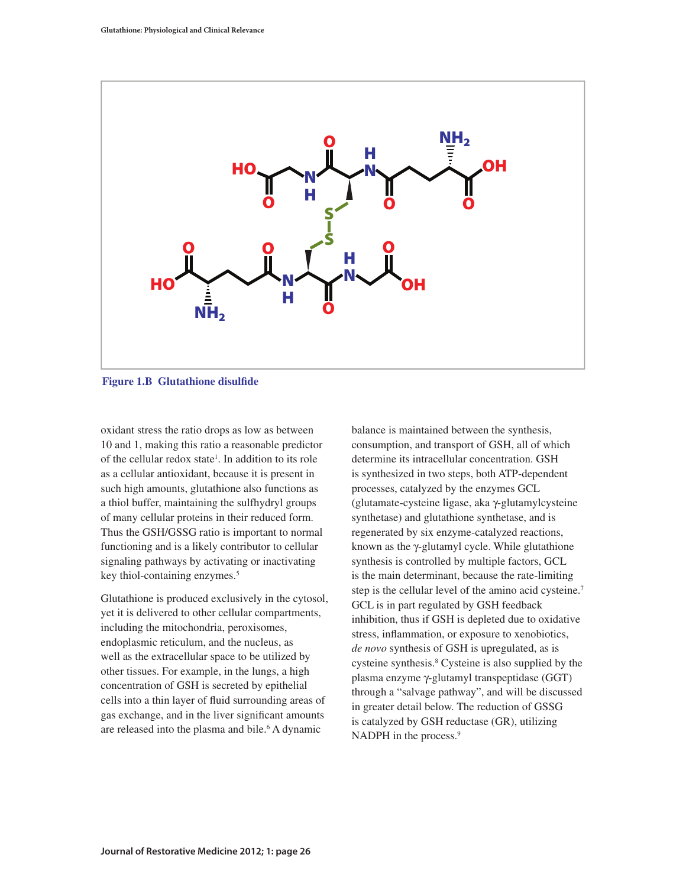**Figure 1.B Glutathione disulfide**

oxidant stress the ratio drops as low as between 10 and 1, making this ratio a reasonable predictor of the cellular redox state[1]. In addition to its role as a cellular antioxidant, because it is present in such high amounts, glutathione also functions as a thiol buffer, maintaining the sulfhydryl groups of many cellular proteins in their reduced form. Thus the GSH/GSSG ratio is important to normal functioning and is a likely contributor to cellular signaling pathways by activating or inactivating key thiol-containing enzymes.[5]

Glutathione is produced exclusively in the cytosol, yet it is delivered to other cellular compartments, including the mitochondria, peroxisomes, endoplasmic reticulum, and the nucleus, as well as the extracellular space to be utilized by other tissues. For example, in the lungs, a high concentration of GSH is secreted by epithelial cells into a thin layer of fluid surrounding areas of gas exchange, and in the liver significant amounts are released into the plasma and bile.[6] A dynamic balance is maintained between the synthesis, consumption, and transport of GSH, all of which determine its intracellular concentration. GSH is synthesized in two steps, both ATP-dependent processes, catalyzed by the enzymes GCL (glutamate-cysteine ligase, aka γ-glutamylcysteine synthetase) and glutathione synthetase, and is regenerated by six enzyme-catalyzed reactions, known as the γ-glutamyl cycle. While glutathione synthesis is controlled by multiple factors, GCL is the main determinant, because the rate-limiting step is the cellular level of the amino acid cysteine.[7] GCL is in part regulated by GSH feedback inhibition, thus if GSH is depleted due to oxidative stress, inflammation, or exposure to xenobiotics, *de novo* synthesis of GSH is upregulated, as is cysteine synthesis.[8] Cysteine is also supplied by the plasma enzyme γ-glutamyl transpeptidase (GGT) through a "salvage pathway", and will be discussed in greater detail below. The reduction of GSSG is catalyzed by GSH reductase (GR), utilizing NADPH in the process.[9]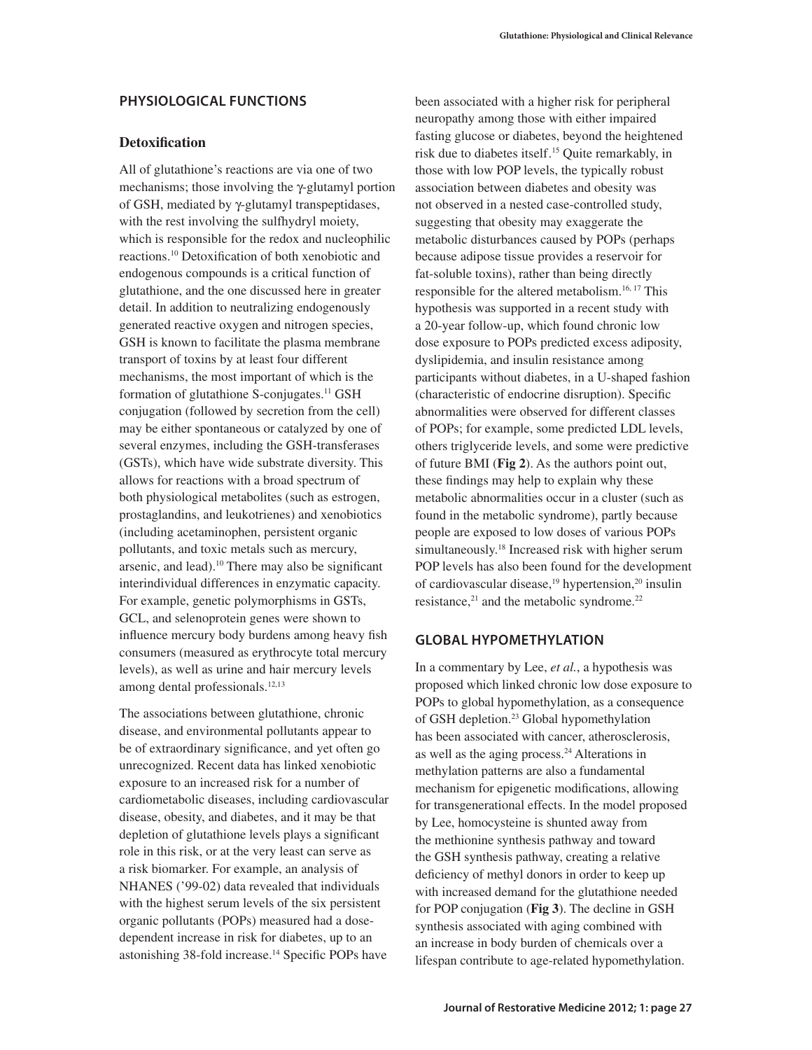## PHYSIOLOGICAL FUNCTIONS

### Detoxification

All of glutathione's reactions are via one of two mechanisms; those involving the γ-glutamyl portion of GSH, mediated by γ-glutamyl transpeptidases, with the rest involving the sulfhydryl moiety, which is responsible for the redox and nucleophilic reactions.[10] Detoxification of both xenobiotic and endogenous compounds is a critical function of glutathione, and the one discussed here in greater detail. In addition to neutralizing endogenously generated reactive oxygen and nitrogen species, GSH is known to facilitate the plasma membrane transport of toxins by at least four different mechanisms, the most important of which is the formation of glutathione S-conjugates.[11] GSH conjugation (followed by secretion from the cell) may be either spontaneous or catalyzed by one of several enzymes, including the GSH-transferases (GSTs), which have wide substrate diversity. This allows for reactions with a broad spectrum of both physiological metabolites (such as estrogen, prostaglandins, and leukotrienes) and xenobiotics (including acetaminophen, persistent organic pollutants, and toxic metals such as mercury, arsenic, and lead).[10] There may also be significant interindividual differences in enzymatic capacity. For example, genetic polymorphisms in GSTs, GCL, and selenoprotein genes were shown to influence mercury body burdens among heavy fish consumers (measured as erythrocyte total mercury levels), as well as urine and hair mercury levels among dental professionals.[12,13]

The associations between glutathione, chronic disease, and environmental pollutants appear to be of extraordinary significance, and yet often go unrecognized. Recent data has linked xenobiotic exposure to an increased risk for a number of cardiometabolic diseases, including cardiovascular disease, obesity, and diabetes, and it may be that depletion of glutathione levels plays a significant role in this risk, or at the very least can serve as a risk biomarker. For example, an analysis of NHANES ('99-02) data revealed that individuals with the highest serum levels of the six persistent organic pollutants (POPs) measured had a dose-dependent increase in risk for diabetes, up to an astonishing 38-fold increase.[14] Specific POPs have been associated with a higher risk for peripheral neuropathy among those with either impaired fasting glucose or diabetes, beyond the heightened risk due to diabetes itself.[15] Quite remarkably, in those with low POP levels, the typically robust association between diabetes and obesity was not observed in a nested case-controlled study, suggesting that obesity may exaggerate the metabolic disturbances caused by POPs (perhaps because adipose tissue provides a reservoir for fat-soluble toxins), rather than being directly responsible for the altered metabolism.[16,17] This hypothesis was supported in a recent study with a 20-year follow-up, which found chronic low dose exposure to POPs predicted excess adiposity, dyslipidemia, and insulin resistance among participants without diabetes, in a U-shaped fashion (characteristic of endocrine disruption). Specific abnormalities were observed for different classes of POPs; for example, some predicted LDL levels, others triglyceride levels, and some were predictive of future BMI (**Fig 2**). As the authors point out, these findings may help to explain why these metabolic abnormalities occur in a cluster (such as found in the metabolic syndrome), partly because people are exposed to low doses of various POPs simultaneously.[18] Increased risk with higher serum POP levels has also been found for the development of cardiovascular disease,[19] hypertension,[20] insulin resistance,[21] and the metabolic syndrome.[22]

## GLOBAL HYPOMETHYLATION

In a commentary by Lee, *et al.*, a hypothesis was proposed which linked chronic low dose exposure to POPs to global hypomethylation, as a consequence of GSH depletion.[23] Global hypomethylation has been associated with cancer, atherosclerosis, as well as the aging process.[24] Alterations in methylation patterns are also a fundamental mechanism for epigenetic modifications, allowing for transgenerational effects. In the model proposed by Lee, homocysteine is shunted away from the methionine synthesis pathway and toward the GSH synthesis pathway, creating a relative deficiency of methyl donors in order to keep up with increased demand for the glutathione needed for POP conjugation (**Fig 3**). The decline in GSH synthesis associated with aging combined with an increase in body burden of chemicals over a lifespan contribute to age-related hypomethylation.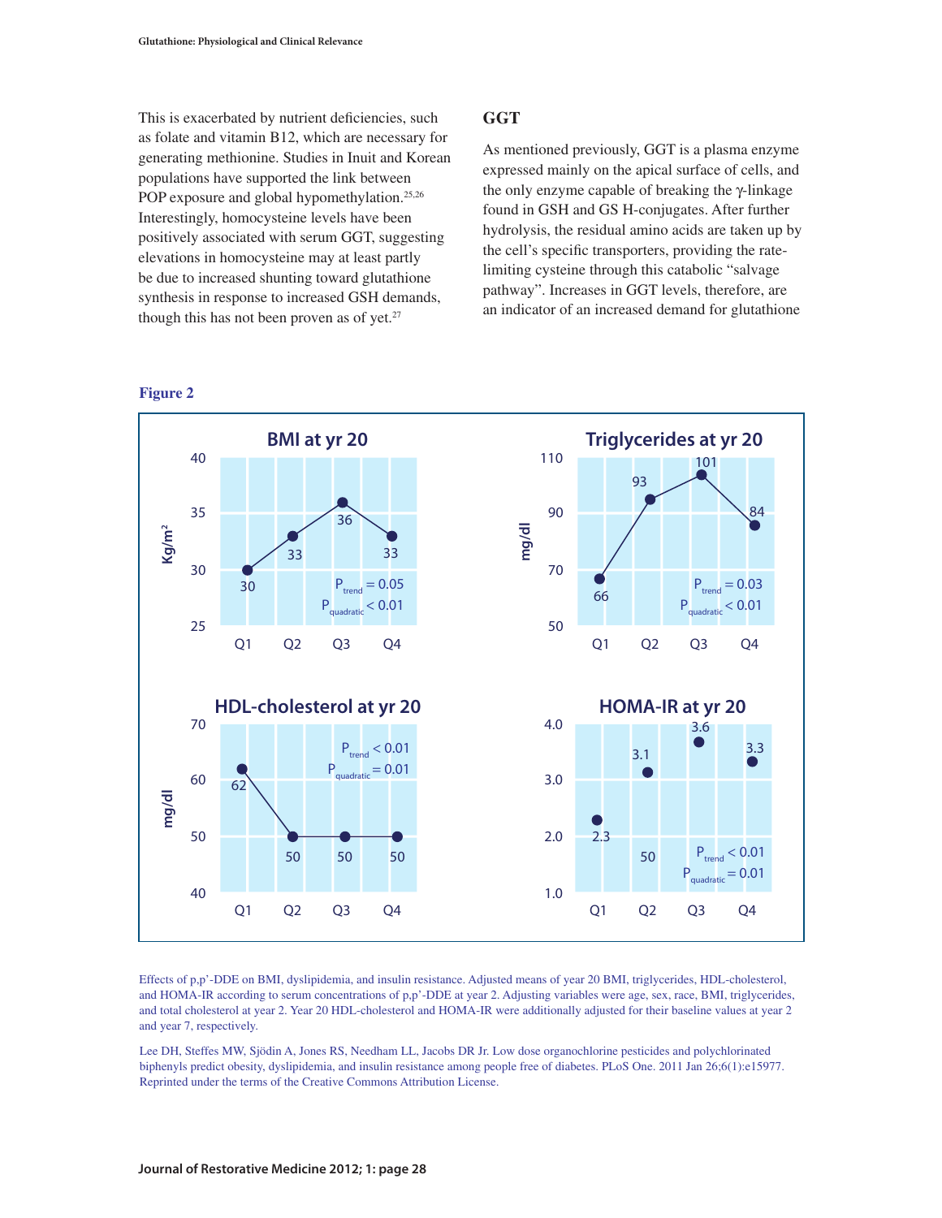This is exacerbated by nutrient deficiencies, such as folate and vitamin B12, which are necessary for generating methionine. Studies in Inuit and Korean populations have supported the link between POP exposure and global hypomethylation.[25,26] Interestingly, homocysteine levels have been positively associated with serum GGT, suggesting elevations in homocysteine may at least partly be due to increased shunting toward glutathione synthesis in response to increased GSH demands, though this has not been proven as of yet.[27]

## GGT

As mentioned previously, GGT is a plasma enzyme expressed mainly on the apical surface of cells, and the only enzyme capable of breaking the γ-linkage found in GSH and GS H-conjugates. After further hydrolysis, the residual amino acids are taken up by the cell's specific transporters, providing the rate-limiting cysteine through this catabolic "salvage pathway". Increases in GGT levels, therefore, are an indicator of an increased demand for glutathione

**Figure 2**

Effects of p,p'-DDE on BMI, dyslipidemia, and insulin resistance. Adjusted means of year 20 BMI, triglycerides, HDL-cholesterol, and HOMA-IR according to serum concentrations of p,p'-DDE at year 2. Adjusting variables were age, sex, race, BMI, triglycerides, and total cholesterol at year 2. Year 20 HDL-cholesterol and HOMA-IR were additionally adjusted for their baseline values at year 2 and year 7, respectively.

Lee DH, Steffes MW, Sjödin A, Jones RS, Needham LL, Jacobs DR Jr. Low dose organochlorine pesticides and polychlorinated biphenyls predict obesity, dyslipidemia, and insulin resistance among people free of diabetes. PLoS One. 2011 Jan 26;6(1):e15977. Reprinted under the terms of the Creative Commons Attribution License.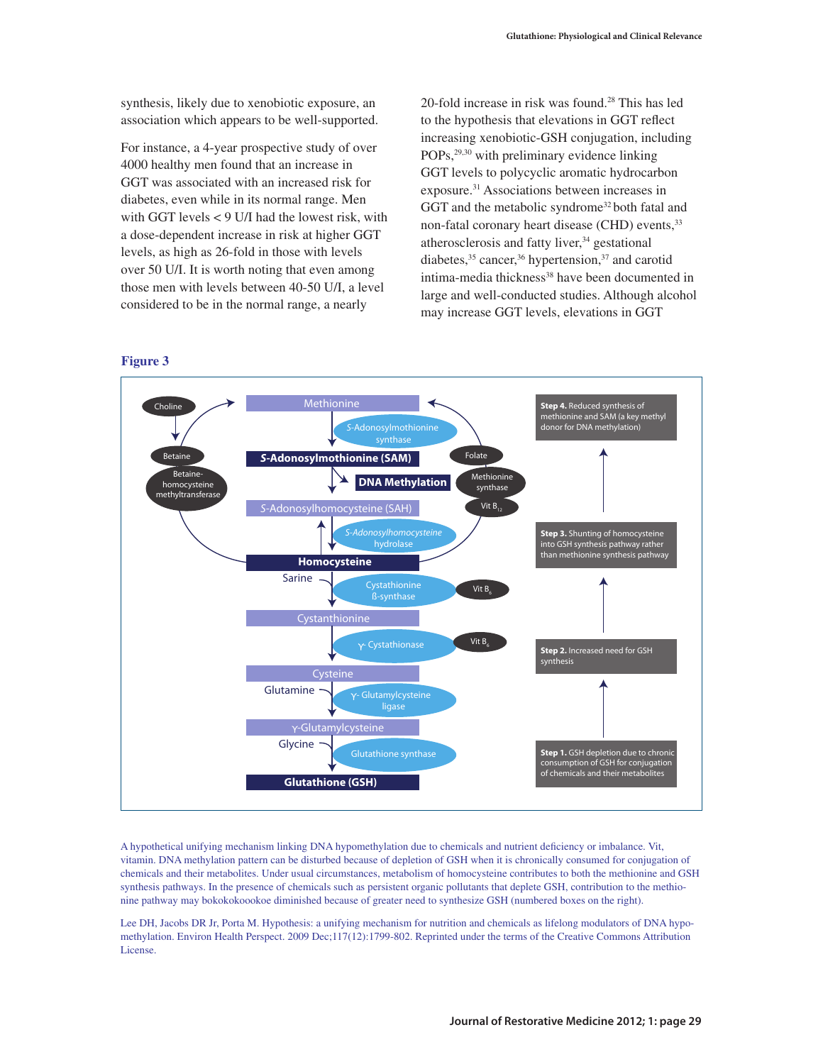synthesis, likely due to xenobiotic exposure, an association which appears to be well-supported.

For instance, a 4-year prospective study of over 4000 healthy men found that an increase in GGT was associated with an increased risk for diabetes, even while in its normal range. Men with GGT levels < 9 U/I had the lowest risk, with a dose-dependent increase in risk at higher GGT levels, as high as 26-fold in those with levels over 50 U/I. It is worth noting that even among those men with levels between 40-50 U/I, a level considered to be in the normal range, a nearly 20-fold increase in risk was found.[28] This has led to the hypothesis that elevations in GGT reflect increasing xenobiotic-GSH conjugation, including POPs,[29,30] with preliminary evidence linking GGT levels to polycyclic aromatic hydrocarbon exposure.[31] Associations between increases in GGT and the metabolic syndrome[32] both fatal and non-fatal coronary heart disease (CHD) events,[33] atherosclerosis and fatty liver,[34] gestational diabetes,[35] cancer,[36] hypertension,[37] and carotid intima-media thickness[38] have been documented in large and well-conducted studies. Although alcohol may increase GGT levels, elevations in GGT

**Figure 3**

Choline → Betaine; Betaine-homocysteine methyltransferase

Methionine → (S-Adenosylmothionine synthase) → **S-Adenosylmothionine (SAM)** → **DNA Methylation** → S-Adonosylhomocysteine (SAH) → (S-Adonosylhomocysteine hydrolase) → **Homocysteine**

Folate; Methionine synthase; Vit $B_{12}$

Homocysteine + Sarine → (Cystathionine ß-synthase; Vit $B_6$) → Cystanthionine → (γ- Cystathionase; Vit $B_6$) → Cysteine

Cysteine + Glutamine → (γ- Glutamylcysteine ligase) → γ-Glutamylcysteine

γ-Glutamylcysteine + Glycine → (Glutathione synthase) → **Glutathione (GSH)**

**Step 1.** GSH depletion due to chronic consumption of GSH for conjugation of chemicals and their metabolites

**Step 2.** Increased need for GSH synthesis

**Step 3.** Shunting of homocysteine into GSH synthesis pathway rather than methionine synthesis pathway

**Step 4.** Reduced synthesis of methionine and SAM (a key methyl donor for DNA methylation)

A hypothetical unifying mechanism linking DNA hypomethylation due to chemicals and nutrient deficiency or imbalance. Vit, vitamin. DNA methylation pattern can be disturbed because of depletion of GSH when it is chronically consumed for conjugation of chemicals and their metabolites. Under usual circumstances, metabolism of homocysteine contributes to both the methionine and GSH synthesis pathways. In the presence of chemicals such as persistent organic pollutants that deplete GSH, contribution to the methionine pathway may bokokokoookoe diminished because of greater need to synthesize GSH (numbered boxes on the right).

Lee DH, Jacobs DR Jr, Porta M. Hypothesis: a unifying mechanism for nutrition and chemicals as lifelong modulators of DNA hypomethylation. Environ Health Perspect. 2009 Dec;117(12):1799-802. Reprinted under the terms of the Creative Commons Attribution License.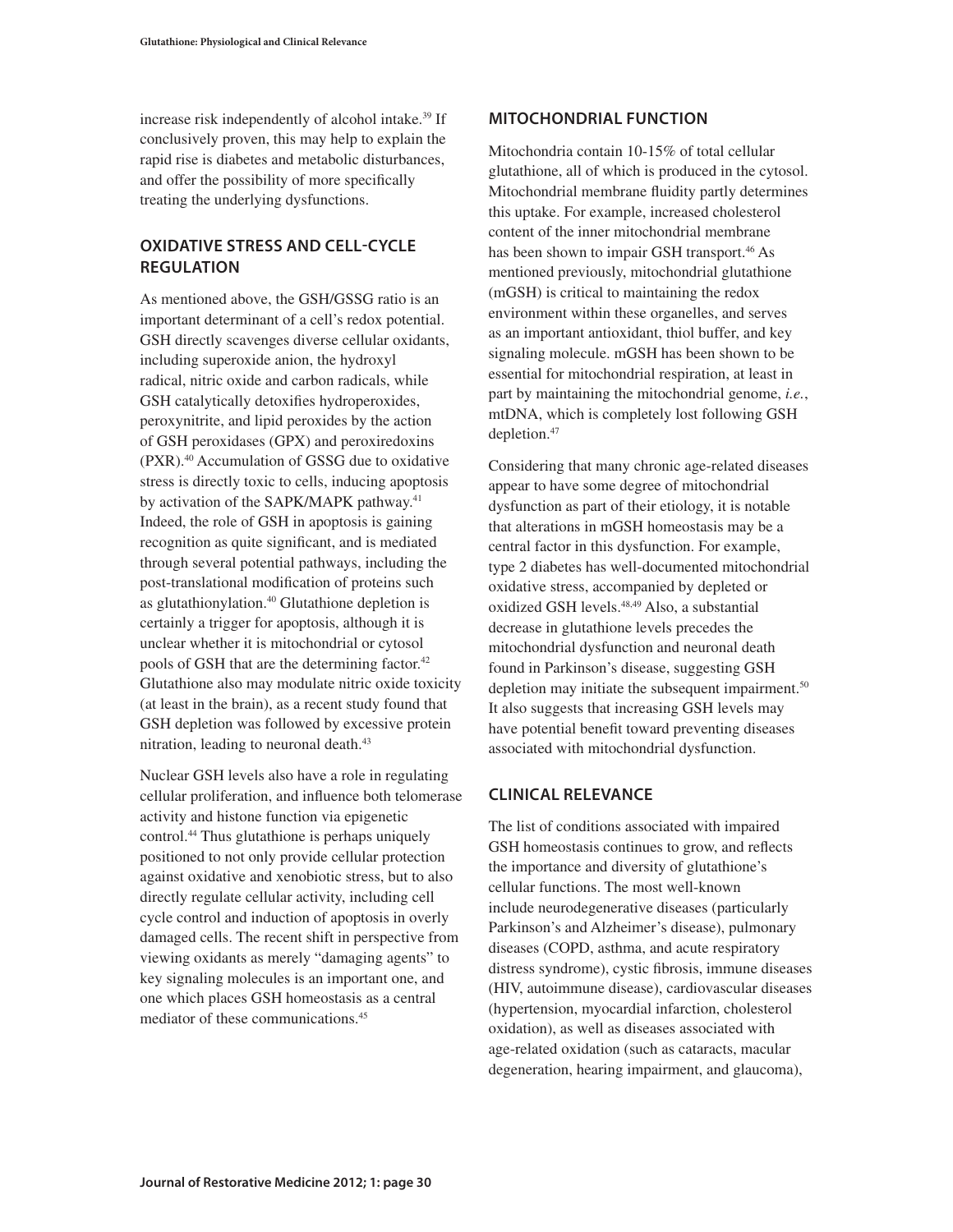increase risk independently of alcohol intake.[39] If conclusively proven, this may help to explain the rapid rise is diabetes and metabolic disturbances, and offer the possibility of more specifically treating the underlying dysfunctions.

## OXIDATIVE STRESS AND CELL-CYCLE REGULATION

As mentioned above, the GSH/GSSG ratio is an important determinant of a cell's redox potential. GSH directly scavenges diverse cellular oxidants, including superoxide anion, the hydroxyl radical, nitric oxide and carbon radicals, while GSH catalytically detoxifies hydroperoxides, peroxynitrite, and lipid peroxides by the action of GSH peroxidases (GPX) and peroxiredoxins (PXR).[40] Accumulation of GSSG due to oxidative stress is directly toxic to cells, inducing apoptosis by activation of the SAPK/MAPK pathway.[41] Indeed, the role of GSH in apoptosis is gaining recognition as quite significant, and is mediated through several potential pathways, including the post-translational modification of proteins such as glutathionylation.[40] Glutathione depletion is certainly a trigger for apoptosis, although it is unclear whether it is mitochondrial or cytosol pools of GSH that are the determining factor.[42] Glutathione also may modulate nitric oxide toxicity (at least in the brain), as a recent study found that GSH depletion was followed by excessive protein nitration, leading to neuronal death.[43]

Nuclear GSH levels also have a role in regulating cellular proliferation, and influence both telomerase activity and histone function via epigenetic control.[44] Thus glutathione is perhaps uniquely positioned to not only provide cellular protection against oxidative and xenobiotic stress, but to also directly regulate cellular activity, including cell cycle control and induction of apoptosis in overly damaged cells. The recent shift in perspective from viewing oxidants as merely "damaging agents" to key signaling molecules is an important one, and one which places GSH homeostasis as a central mediator of these communications.[45]

## MITOCHONDRIAL FUNCTION

Mitochondria contain 10-15% of total cellular glutathione, all of which is produced in the cytosol. Mitochondrial membrane fluidity partly determines this uptake. For example, increased cholesterol content of the inner mitochondrial membrane has been shown to impair GSH transport.[46] As mentioned previously, mitochondrial glutathione (mGSH) is critical to maintaining the redox environment within these organelles, and serves as an important antioxidant, thiol buffer, and key signaling molecule. mGSH has been shown to be essential for mitochondrial respiration, at least in part by maintaining the mitochondrial genome, *i.e.*, mtDNA, which is completely lost following GSH depletion.[47]

Considering that many chronic age-related diseases appear to have some degree of mitochondrial dysfunction as part of their etiology, it is notable that alterations in mGSH homeostasis may be a central factor in this dysfunction. For example, type 2 diabetes has well-documented mitochondrial oxidative stress, accompanied by depleted or oxidized GSH levels.[48,49] Also, a substantial decrease in glutathione levels precedes the mitochondrial dysfunction and neuronal death found in Parkinson's disease, suggesting GSH depletion may initiate the subsequent impairment.[50] It also suggests that increasing GSH levels may have potential benefit toward preventing diseases associated with mitochondrial dysfunction.

## CLINICAL RELEVANCE

The list of conditions associated with impaired GSH homeostasis continues to grow, and reflects the importance and diversity of glutathione's cellular functions. The most well-known include neurodegenerative diseases (particularly Parkinson's and Alzheimer's disease), pulmonary diseases (COPD, asthma, and acute respiratory distress syndrome), cystic fibrosis, immune diseases (HIV, autoimmune disease), cardiovascular diseases (hypertension, myocardial infarction, cholesterol oxidation), as well as diseases associated with age-related oxidation (such as cataracts, macular degeneration, hearing impairment, and glaucoma),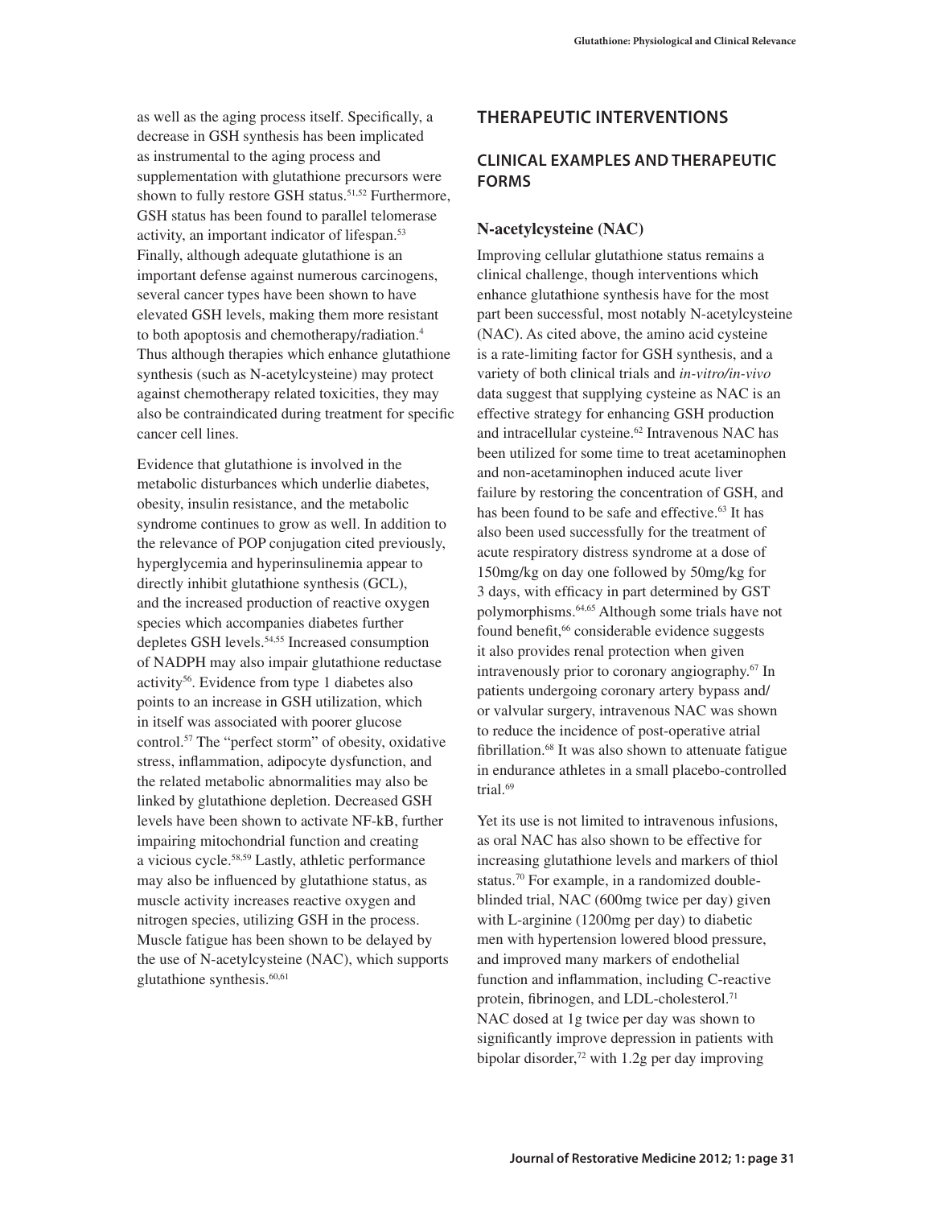as well as the aging process itself. Specifically, a decrease in GSH synthesis has been implicated as instrumental to the aging process and supplementation with glutathione precursors were shown to fully restore GSH status.[51,52] Furthermore, GSH status has been found to parallel telomerase activity, an important indicator of lifespan.[53] Finally, although adequate glutathione is an important defense against numerous carcinogens, several cancer types have been shown to have elevated GSH levels, making them more resistant to both apoptosis and chemotherapy/radiation.[4] Thus although therapies which enhance glutathione synthesis (such as N-acetylcysteine) may protect against chemotherapy related toxicities, they may also be contraindicated during treatment for specific cancer cell lines.

Evidence that glutathione is involved in the metabolic disturbances which underlie diabetes, obesity, insulin resistance, and the metabolic syndrome continues to grow as well. In addition to the relevance of POP conjugation cited previously, hyperglycemia and hyperinsulinemia appear to directly inhibit glutathione synthesis (GCL), and the increased production of reactive oxygen species which accompanies diabetes further depletes GSH levels.[54,55] Increased consumption of NADPH may also impair glutathione reductase activity[56]. Evidence from type 1 diabetes also points to an increase in GSH utilization, which in itself was associated with poorer glucose control.[57] The "perfect storm" of obesity, oxidative stress, inflammation, adipocyte dysfunction, and the related metabolic abnormalities may also be linked by glutathione depletion. Decreased GSH levels have been shown to activate NF-kB, further impairing mitochondrial function and creating a vicious cycle.[58,59] Lastly, athletic performance may also be influenced by glutathione status, as muscle activity increases reactive oxygen and nitrogen species, utilizing GSH in the process. Muscle fatigue has been shown to be delayed by the use of N-acetylcysteine (NAC), which supports glutathione synthesis.[60,61]

## THERAPEUTIC INTERVENTIONS

## CLINICAL EXAMPLES AND THERAPEUTIC FORMS

### N-acetylcysteine (NAC)

Improving cellular glutathione status remains a clinical challenge, though interventions which enhance glutathione synthesis have for the most part been successful, most notably N-acetylcysteine (NAC). As cited above, the amino acid cysteine is a rate-limiting factor for GSH synthesis, and a variety of both clinical trials and *in-vitro/in-vivo* data suggest that supplying cysteine as NAC is an effective strategy for enhancing GSH production and intracellular cysteine.[62] Intravenous NAC has been utilized for some time to treat acetaminophen and non-acetaminophen induced acute liver failure by restoring the concentration of GSH, and has been found to be safe and effective.[63] It has also been used successfully for the treatment of acute respiratory distress syndrome at a dose of 150mg/kg on day one followed by 50mg/kg for 3 days, with efficacy in part determined by GST polymorphisms.[64,65] Although some trials have not found benefit,[66] considerable evidence suggests it also provides renal protection when given intravenously prior to coronary angiography.[67] In patients undergoing coronary artery bypass and/or valvular surgery, intravenous NAC was shown to reduce the incidence of post-operative atrial fibrillation.[68] It was also shown to attenuate fatigue in endurance athletes in a small placebo-controlled trial.[69]

Yet its use is not limited to intravenous infusions, as oral NAC has also shown to be effective for increasing glutathione levels and markers of thiol status.[70] For example, in a randomized double-blinded trial, NAC (600mg twice per day) given with L-arginine (1200mg per day) to diabetic men with hypertension lowered blood pressure, and improved many markers of endothelial function and inflammation, including C-reactive protein, fibrinogen, and LDL-cholesterol.[71] NAC dosed at 1g twice per day was shown to significantly improve depression in patients with bipolar disorder,[72] with 1.2g per day improving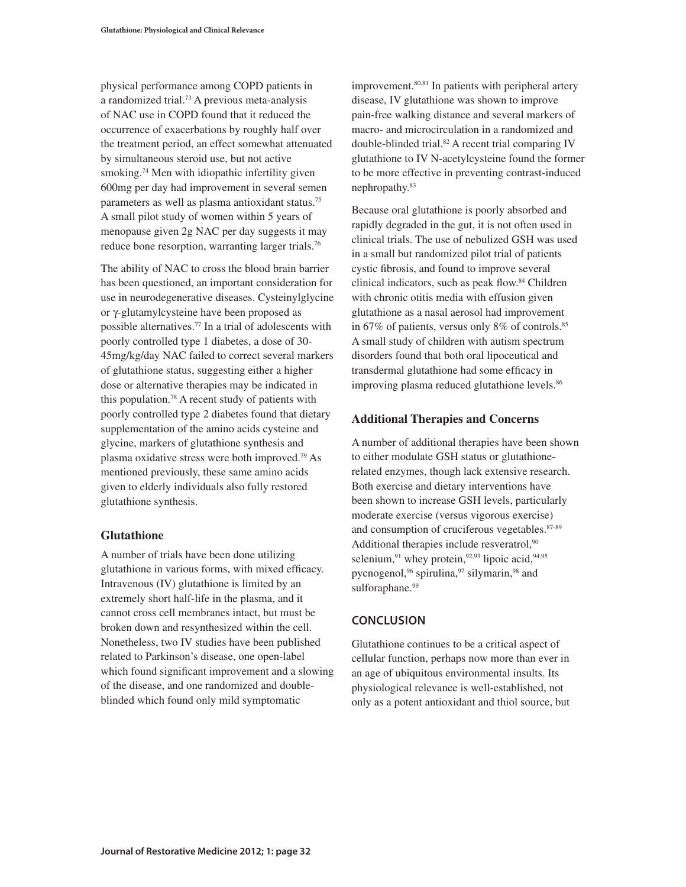physical performance among COPD patients in a randomized trial.[73] A previous meta-analysis of NAC use in COPD found that it reduced the occurrence of exacerbations by roughly half over the treatment period, an effect somewhat attenuated by simultaneous steroid use, but not active smoking.[74] Men with idiopathic infertility given 600mg per day had improvement in several semen parameters as well as plasma antioxidant status.[75] A small pilot study of women within 5 years of menopause given 2g NAC per day suggests it may reduce bone resorption, warranting larger trials.[76]

The ability of NAC to cross the blood brain barrier has been questioned, an important consideration for use in neurodegenerative diseases. Cysteinylglycine or γ-glutamylcysteine have been proposed as possible alternatives.[77] In a trial of adolescents with poorly controlled type 1 diabetes, a dose of 30-45mg/kg/day NAC failed to correct several markers of glutathione status, suggesting either a higher dose or alternative therapies may be indicated in this population.[78] A recent study of patients with poorly controlled type 2 diabetes found that dietary supplementation of the amino acids cysteine and glycine, markers of glutathione synthesis and plasma oxidative stress were both improved.[79] As mentioned previously, these same amino acids given to elderly individuals also fully restored glutathione synthesis.

### Glutathione

A number of trials have been done utilizing glutathione in various forms, with mixed efficacy. Intravenous (IV) glutathione is limited by an extremely short half-life in the plasma, and it cannot cross cell membranes intact, but must be broken down and resynthesized within the cell. Nonetheless, two IV studies have been published related to Parkinson's disease, one open-label which found significant improvement and a slowing of the disease, and one randomized and double-blinded which found only mild symptomatic improvement.[80,81] In patients with peripheral artery disease, IV glutathione was shown to improve pain-free walking distance and several markers of macro- and microcirculation in a randomized and double-blinded trial.[82] A recent trial comparing IV glutathione to IV N-acetylcysteine found the former to be more effective in preventing contrast-induced nephropathy.[83]

Because oral glutathione is poorly absorbed and rapidly degraded in the gut, it is not often used in clinical trials. The use of nebulized GSH was used in a small but randomized pilot trial of patients cystic fibrosis, and found to improve several clinical indicators, such as peak flow.[84] Children with chronic otitis media with effusion given glutathione as a nasal aerosol had improvement in 67% of patients, versus only 8% of controls.[85] A small study of children with autism spectrum disorders found that both oral lipoceutical and transdermal glutathione had some efficacy in improving plasma reduced glutathione levels.[86]

### Additional Therapies and Concerns

A number of additional therapies have been shown to either modulate GSH status or glutathione-related enzymes, though lack extensive research. Both exercise and dietary interventions have been shown to increase GSH levels, particularly moderate exercise (versus vigorous exercise) and consumption of cruciferous vegetables.[87-89] Additional therapies include resveratrol,[90] selenium,[91] whey protein,[92,93] lipoic acid,[94,95] pycnogenol,[96] spirulina,[97] silymarin,[98] and sulforaphane.[99]

## CONCLUSION

Glutathione continues to be a critical aspect of cellular function, perhaps now more than ever in an age of ubiquitous environmental insults. Its physiological relevance is well-established, not only as a potent antioxidant and thiol source, but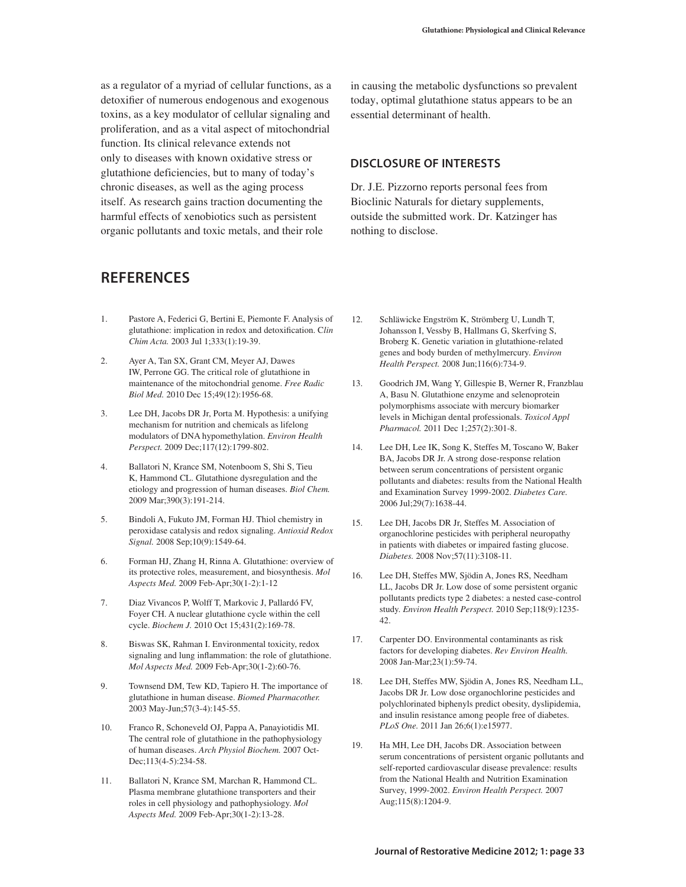as a regulator of a myriad of cellular functions, as a detoxifier of numerous endogenous and exogenous toxins, as a key modulator of cellular signaling and proliferation, and as a vital aspect of mitochondrial function. Its clinical relevance extends not only to diseases with known oxidative stress or glutathione deficiencies, but to many of today's chronic diseases, as well as the aging process itself. As research gains traction documenting the harmful effects of xenobiotics such as persistent organic pollutants and toxic metals, and their role in causing the metabolic dysfunctions so prevalent today, optimal glutathione status appears to be an essential determinant of health.

### DISCLOSURE OF INTERESTS

Dr. J.E. Pizzorno reports personal fees from Bioclinic Naturals for dietary supplements, outside the submitted work. Dr. Katzinger has nothing to disclose.

## REFERENCES

1. Pastore A, Federici G, Bertini E, Piemonte F. Analysis of glutathione: implication in redox and detoxification. *Clin Chim Acta.* 2003 Jul 1;333(1):19-39.
2. Ayer A, Tan SX, Grant CM, Meyer AJ, Dawes IW, Perrone GG. The critical role of glutathione in maintenance of the mitochondrial genome. *Free Radic Biol Med.* 2010 Dec 15;49(12):1956-68.
3. Lee DH, Jacobs DR Jr, Porta M. Hypothesis: a unifying mechanism for nutrition and chemicals as lifelong modulators of DNA hypomethylation. *Environ Health Perspect.* 2009 Dec;117(12):1799-802.
4. Ballatori N, Krance SM, Notenboom S, Shi S, Tieu K, Hammond CL. Glutathione dysregulation and the etiology and progression of human diseases. *Biol Chem.* 2009 Mar;390(3):191-214.
5. Bindoli A, Fukuto JM, Forman HJ. Thiol chemistry in peroxidase catalysis and redox signaling. *Antioxid Redox Signal.* 2008 Sep;10(9):1549-64.
6. Forman HJ, Zhang H, Rinna A. Glutathione: overview of its protective roles, measurement, and biosynthesis. *Mol Aspects Med.* 2009 Feb-Apr;30(1-2):1-12
7. Diaz Vivancos P, Wolff T, Markovic J, Pallardó FV, Foyer CH. A nuclear glutathione cycle within the cell cycle. *Biochem J.* 2010 Oct 15;431(2):169-78.
8. Biswas SK, Rahman I. Environmental toxicity, redox signaling and lung inflammation: the role of glutathione. *Mol Aspects Med.* 2009 Feb-Apr;30(1-2):60-76.
9. Townsend DM, Tew KD, Tapiero H. The importance of glutathione in human disease. *Biomed Pharmacother.* 2003 May-Jun;57(3-4):145-55.
10. Franco R, Schoneveld OJ, Pappa A, Panayiotidis MI. The central role of glutathione in the pathophysiology of human diseases. *Arch Physiol Biochem.* 2007 Oct-Dec;113(4-5):234-58.
11. Ballatori N, Krance SM, Marchan R, Hammond CL. Plasma membrane glutathione transporters and their roles in cell physiology and pathophysiology. *Mol Aspects Med.* 2009 Feb-Apr;30(1-2):13-28.
12. Schläwicke Engström K, Strömberg U, Lundh T, Johansson I, Vessby B, Hallmans G, Skerfving S, Broberg K. Genetic variation in glutathione-related genes and body burden of methylmercury. *Environ Health Perspect.* 2008 Jun;116(6):734-9.
13. Goodrich JM, Wang Y, Gillespie B, Werner R, Franzblau A, Basu N. Glutathione enzyme and selenoprotein polymorphisms associate with mercury biomarker levels in Michigan dental professionals. *Toxicol Appl Pharmacol.* 2011 Dec 1;257(2):301-8.
14. Lee DH, Lee IK, Song K, Steffes M, Toscano W, Baker BA, Jacobs DR Jr. A strong dose-response relation between serum concentrations of persistent organic pollutants and diabetes: results from the National Health and Examination Survey 1999-2002. *Diabetes Care.* 2006 Jul;29(7):1638-44.
15. Lee DH, Jacobs DR Jr, Steffes M. Association of organochlorine pesticides with peripheral neuropathy in patients with diabetes or impaired fasting glucose. *Diabetes.* 2008 Nov;57(11):3108-11.
16. Lee DH, Steffes MW, Sjödin A, Jones RS, Needham LL, Jacobs DR Jr. Low dose of some persistent organic pollutants predicts type 2 diabetes: a nested case-control study. *Environ Health Perspect.* 2010 Sep;118(9):1235-42.
17. Carpenter DO. Environmental contaminants as risk factors for developing diabetes. *Rev Environ Health.* 2008 Jan-Mar;23(1):59-74.
18. Lee DH, Steffes MW, Sjödin A, Jones RS, Needham LL, Jacobs DR Jr. Low dose organochlorine pesticides and polychlorinated biphenyls predict obesity, dyslipidemia, and insulin resistance among people free of diabetes. *PLoS One.* 2011 Jan 26;6(1):e15977.
19. Ha MH, Lee DH, Jacobs DR. Association between serum concentrations of persistent organic pollutants and self-reported cardiovascular disease prevalence: results from the National Health and Nutrition Examination Survey, 1999-2002. *Environ Health Perspect.* 2007 Aug;115(8):1204-9.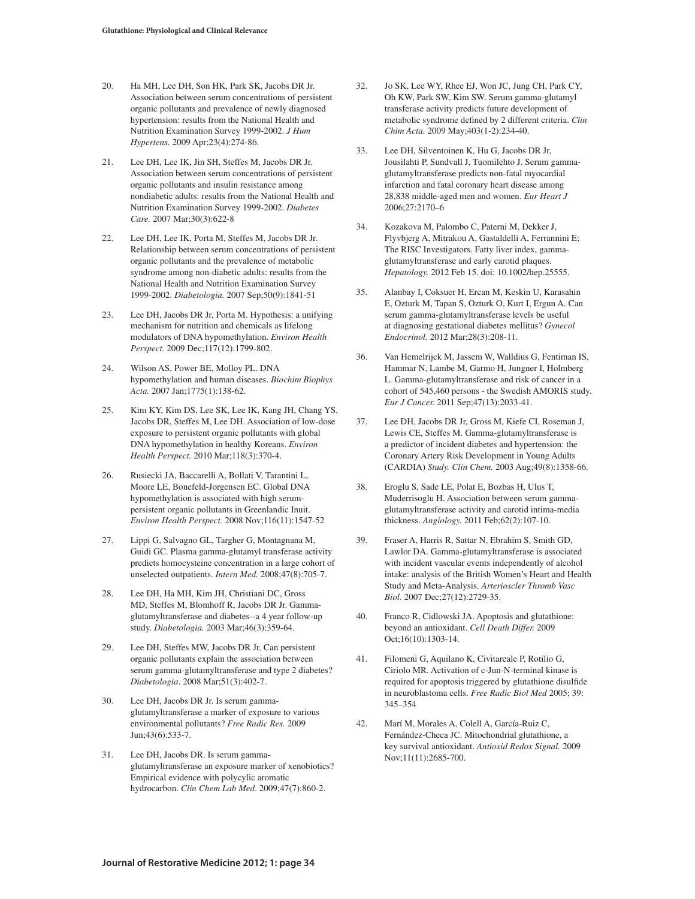20. Ha MH, Lee DH, Son HK, Park SK, Jacobs DR Jr. Association between serum concentrations of persistent organic pollutants and prevalence of newly diagnosed hypertension: results from the National Health and Nutrition Examination Survey 1999-2002. *J Hum Hypertens.* 2009 Apr;23(4):274-86.

21. Lee DH, Lee IK, Jin SH, Steffes M, Jacobs DR Jr. Association between serum concentrations of persistent organic pollutants and insulin resistance among nondiabetic adults: results from the National Health and Nutrition Examination Survey 1999-2002. *Diabetes Care.* 2007 Mar;30(3):622-8

22. Lee DH, Lee IK, Porta M, Steffes M, Jacobs DR Jr. Relationship between serum concentrations of persistent organic pollutants and the prevalence of metabolic syndrome among non-diabetic adults: results from the National Health and Nutrition Examination Survey 1999-2002. *Diabetologia.* 2007 Sep;50(9):1841-51

23. Lee DH, Jacobs DR Jr, Porta M. Hypothesis: a unifying mechanism for nutrition and chemicals as lifelong modulators of DNA hypomethylation. *Environ Health Perspect.* 2009 Dec;117(12):1799-802.

24. Wilson AS, Power BE, Molloy PL. DNA hypomethylation and human diseases. *Biochim Biophys Acta.* 2007 Jan;1775(1):138-62.

25. Kim KY, Kim DS, Lee SK, Lee IK, Kang JH, Chang YS, Jacobs DR, Steffes M, Lee DH. Association of low-dose exposure to persistent organic pollutants with global DNA hypomethylation in healthy Koreans. *Environ Health Perspect.* 2010 Mar;118(3):370-4.

26. Rusiecki JA, Baccarelli A, Bollati V, Tarantini L, Moore LE, Bonefeld-Jorgensen EC. Global DNA hypomethylation is associated with high serum-persistent organic pollutants in Greenlandic Inuit. *Environ Health Perspect.* 2008 Nov;116(11):1547-52

27. Lippi G, Salvagno GL, Targher G, Montagnana M, Guidi GC. Plasma gamma-glutamyl transferase activity predicts homocysteine concentration in a large cohort of unselected outpatients. *Intern Med.* 2008;47(8):705-7.

28. Lee DH, Ha MH, Kim JH, Christiani DC, Gross MD, Steffes M, Blomhoff R, Jacobs DR Jr. Gamma-glutamyltransferase and diabetes--a 4 year follow-up study. *Diabetologia.* 2003 Mar;46(3):359-64.

29. Lee DH, Steffes MW, Jacobs DR Jr. Can persistent organic pollutants explain the association between serum gamma-glutamyltransferase and type 2 diabetes? *Diabetologia*. 2008 Mar;51(3):402-7.

30. Lee DH, Jacobs DR Jr. Is serum gamma-glutamyltransferase a marker of exposure to various environmental pollutants? *Free Radic Res.* 2009 Jun;43(6):533-7.

31. Lee DH, Jacobs DR. Is serum gamma-glutamyltransferase an exposure marker of xenobiotics? Empirical evidence with polycylic aromatic hydrocarbon. *Clin Chem Lab Med*. 2009;47(7):860-2.

32. Jo SK, Lee WY, Rhee EJ, Won JC, Jung CH, Park CY, Oh KW, Park SW, Kim SW. Serum gamma-glutamyl transferase activity predicts future development of metabolic syndrome defined by 2 different criteria. *Clin Chim Acta.* 2009 May;403(1-2):234-40.

33. Lee DH, Silventoinen K, Hu G, Jacobs DR Jr, Jousilahti P, Sundvall J, Tuomilehto J. Serum gamma-glutamyltransferase predicts non-fatal myocardial infarction and fatal coronary heart disease among 28,838 middle-aged men and women. *Eur Heart J* 2006;27:2170–6

34. Kozakova M, Palombo C, Paterni M, Dekker J, Flyvbjerg A, Mitrakou A, Gastaldelli A, Ferrannini E; The RISC Investigators. Fatty liver index, gamma-glutamyltransferase and early carotid plaques. *Hepatology.* 2012 Feb 15. doi: 10.1002/hep.25555.

35. Alanbay I, Coksuer H, Ercan M, Keskin U, Karasahin E, Ozturk M, Tapan S, Ozturk O, Kurt I, Ergun A. Can serum gamma-glutamyltransferase levels be useful at diagnosing gestational diabetes mellitus? *Gynecol Endocrinol.* 2012 Mar;28(3):208-11.

36. Van Hemelrijck M, Jassem W, Walldius G, Fentiman IS, Hammar N, Lambe M, Garmo H, Jungner I, Holmberg L. Gamma-glutamyltransferase and risk of cancer in a cohort of 545,460 persons - the Swedish AMORIS study. *Eur J Cancer.* 2011 Sep;47(13):2033-41.

37. Lee DH, Jacobs DR Jr, Gross M, Kiefe CI, Roseman J, Lewis CE, Steffes M. Gamma-glutamyltransferase is a predictor of incident diabetes and hypertension: the Coronary Artery Risk Development in Young Adults (CARDIA) *Study. Clin Chem.* 2003 Aug;49(8):1358-66.

38. Eroglu S, Sade LE, Polat E, Bozbas H, Ulus T, Muderrisoglu H. Association between serum gamma-glutamyltransferase activity and carotid intima-media thickness. *Angiology.* 2011 Feb;62(2):107-10.

39. Fraser A, Harris R, Sattar N, Ebrahim S, Smith GD, Lawlor DA. Gamma-glutamyltransferase is associated with incident vascular events independently of alcohol intake: analysis of the British Women's Heart and Health Study and Meta-Analysis. *Arterioscler Thromb Vasc Biol.* 2007 Dec;27(12):2729-35.

40. Franco R, Cidlowski JA. Apoptosis and glutathione: beyond an antioxidant. *Cell Death Differ.* 2009 Oct;16(10):1303-14.

41. Filomeni G, Aquilano K, Civitareale P, Rotilio G, Ciriolo MR. Activation of c-Jun-N-terminal kinase is required for apoptosis triggered by glutathione disulfide in neuroblastoma cells. *Free Radic Biol Med* 2005; 39: 345–354

42. Marí M, Morales A, Colell A, García-Ruiz C, Fernández-Checa JC. Mitochondrial glutathione, a key survival antioxidant. *Antioxid Redox Signal.* 2009 Nov;11(11):2685-700.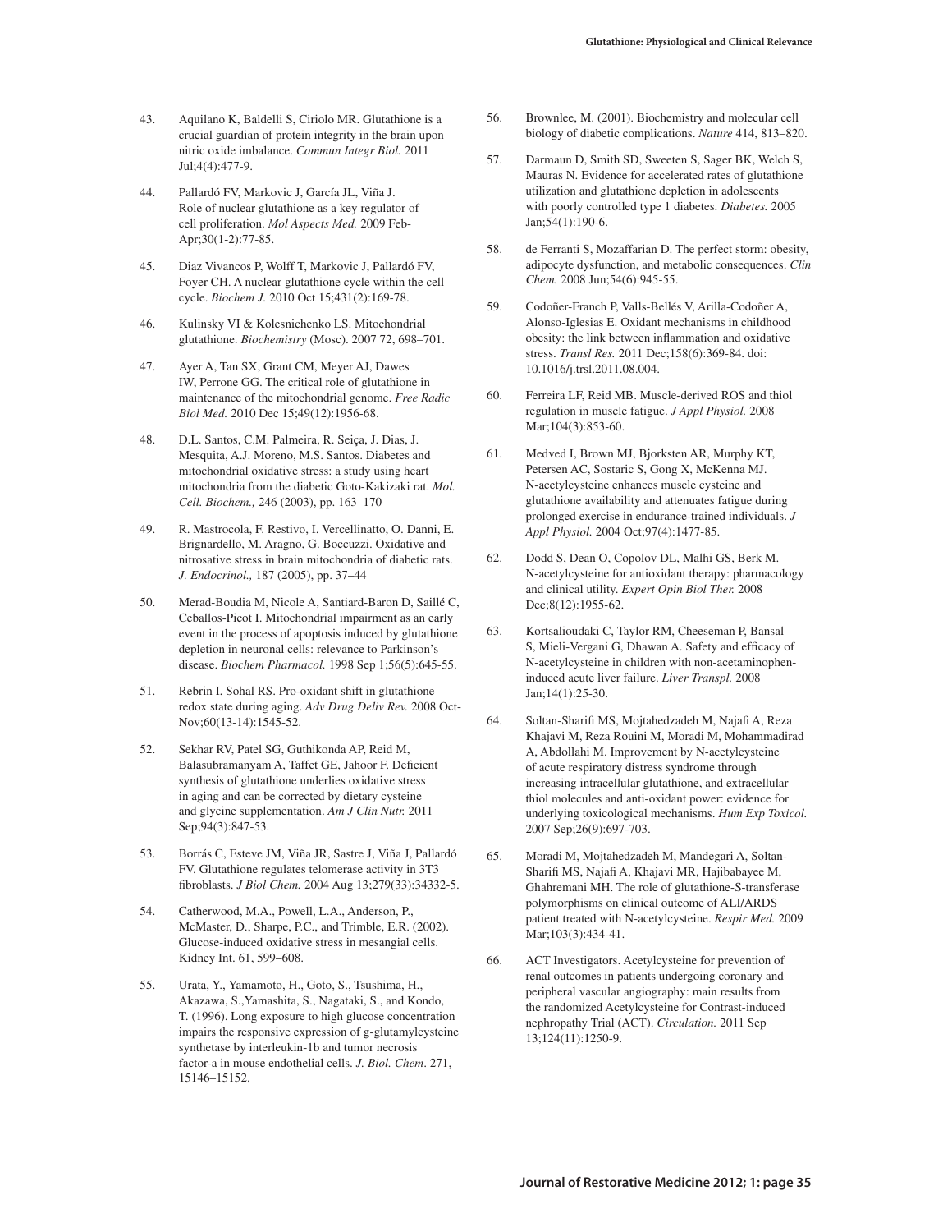43. Aquilano K, Baldelli S, Ciriolo MR. Glutathione is a crucial guardian of protein integrity in the brain upon nitric oxide imbalance. *Commun Integr Biol.* 2011 Jul;4(4):477-9.

44. Pallardó FV, Markovic J, García JL, Viña J. Role of nuclear glutathione as a key regulator of cell proliferation. *Mol Aspects Med.* 2009 Feb-Apr;30(1-2):77-85.

45. Diaz Vivancos P, Wolff T, Markovic J, Pallardó FV, Foyer CH. A nuclear glutathione cycle within the cell cycle. *Biochem J.* 2010 Oct 15;431(2):169-78.

46. Kulinsky VI & Kolesnichenko LS. Mitochondrial glutathione. *Biochemistry* (Mosc). 2007 72, 698–701.

47. Ayer A, Tan SX, Grant CM, Meyer AJ, Dawes IW, Perrone GG. The critical role of glutathione in maintenance of the mitochondrial genome. *Free Radic Biol Med.* 2010 Dec 15;49(12):1956-68.

48. D.L. Santos, C.M. Palmeira, R. Seiça, J. Dias, J. Mesquita, A.J. Moreno, M.S. Santos. Diabetes and mitochondrial oxidative stress: a study using heart mitochondria from the diabetic Goto-Kakizaki rat. *Mol. Cell. Biochem.,* 246 (2003), pp. 163–170

49. R. Mastrocola, F. Restivo, I. Vercellinatto, O. Danni, E. Brignardello, M. Aragno, G. Boccuzzi. Oxidative and nitrosative stress in brain mitochondria of diabetic rats. *J. Endocrinol.,* 187 (2005), pp. 37–44

50. Merad-Boudia M, Nicole A, Santiard-Baron D, Saillé C, Ceballos-Picot I. Mitochondrial impairment as an early event in the process of apoptosis induced by glutathione depletion in neuronal cells: relevance to Parkinson's disease. *Biochem Pharmacol.* 1998 Sep 1;56(5):645-55.

51. Rebrin I, Sohal RS. Pro-oxidant shift in glutathione redox state during aging. *Adv Drug Deliv Rev.* 2008 Oct-Nov;60(13-14):1545-52.

52. Sekhar RV, Patel SG, Guthikonda AP, Reid M, Balasubramanyam A, Taffet GE, Jahoor F. Deficient synthesis of glutathione underlies oxidative stress in aging and can be corrected by dietary cysteine and glycine supplementation. *Am J Clin Nutr.* 2011 Sep;94(3):847-53.

53. Borrás C, Esteve JM, Viña JR, Sastre J, Viña J, Pallardó FV. Glutathione regulates telomerase activity in 3T3 fibroblasts. *J Biol Chem.* 2004 Aug 13;279(33):34332-5.

54. Catherwood, M.A., Powell, L.A., Anderson, P., McMaster, D., Sharpe, P.C., and Trimble, E.R. (2002). Glucose-induced oxidative stress in mesangial cells. Kidney Int. 61, 599–608.

55. Urata, Y., Yamamoto, H., Goto, S., Tsushima, H., Akazawa, S.,Yamashita, S., Nagataki, S., and Kondo, T. (1996). Long exposure to high glucose concentration impairs the responsive expression of g-glutamylcysteine synthetase by interleukin-1b and tumor necrosis factor-a in mouse endothelial cells. *J. Biol. Chem*. 271, 15146–15152.

56. Brownlee, M. (2001). Biochemistry and molecular cell biology of diabetic complications. *Nature* 414, 813–820.

57. Darmaun D, Smith SD, Sweeten S, Sager BK, Welch S, Mauras N. Evidence for accelerated rates of glutathione utilization and glutathione depletion in adolescents with poorly controlled type 1 diabetes. *Diabetes.* 2005 Jan;54(1):190-6.

58. de Ferranti S, Mozaffarian D. The perfect storm: obesity, adipocyte dysfunction, and metabolic consequences. *Clin Chem.* 2008 Jun;54(6):945-55.

59. Codoñer-Franch P, Valls-Bellés V, Arilla-Codoñer A, Alonso-Iglesias E. Oxidant mechanisms in childhood obesity: the link between inflammation and oxidative stress. *Transl Res.* 2011 Dec;158(6):369-84. doi: 10.1016/j.trsl.2011.08.004.

60. Ferreira LF, Reid MB. Muscle-derived ROS and thiol regulation in muscle fatigue. *J Appl Physiol.* 2008 Mar;104(3):853-60.

61. Medved I, Brown MJ, Bjorksten AR, Murphy KT, Petersen AC, Sostaric S, Gong X, McKenna MJ. N-acetylcysteine enhances muscle cysteine and glutathione availability and attenuates fatigue during prolonged exercise in endurance-trained individuals. *J Appl Physiol.* 2004 Oct;97(4):1477-85.

62. Dodd S, Dean O, Copolov DL, Malhi GS, Berk M. N-acetylcysteine for antioxidant therapy: pharmacology and clinical utility. *Expert Opin Biol Ther.* 2008 Dec;8(12):1955-62.

63. Kortsalioudaki C, Taylor RM, Cheeseman P, Bansal S, Mieli-Vergani G, Dhawan A. Safety and efficacy of N-acetylcysteine in children with non-acetaminophen-induced acute liver failure. *Liver Transpl.* 2008 Jan;14(1):25-30.

64. Soltan-Sharifi MS, Mojtahedzadeh M, Najafi A, Reza Khajavi M, Reza Rouini M, Moradi M, Mohammadirad A, Abdollahi M. Improvement by N-acetylcysteine of acute respiratory distress syndrome through increasing intracellular glutathione, and extracellular thiol molecules and anti-oxidant power: evidence for underlying toxicological mechanisms. *Hum Exp Toxicol.* 2007 Sep;26(9):697-703.

65. Moradi M, Mojtahedzadeh M, Mandegari A, Soltan-Sharifi MS, Najafi A, Khajavi MR, Hajibabayee M, Ghahremani MH. The role of glutathione-S-transferase polymorphisms on clinical outcome of ALI/ARDS patient treated with N-acetylcysteine. *Respir Med.* 2009 Mar;103(3):434-41.

66. ACT Investigators. Acetylcysteine for prevention of renal outcomes in patients undergoing coronary and peripheral vascular angiography: main results from the randomized Acetylcysteine for Contrast-induced nephropathy Trial (ACT). *Circulation.* 2011 Sep 13;124(11):1250-9.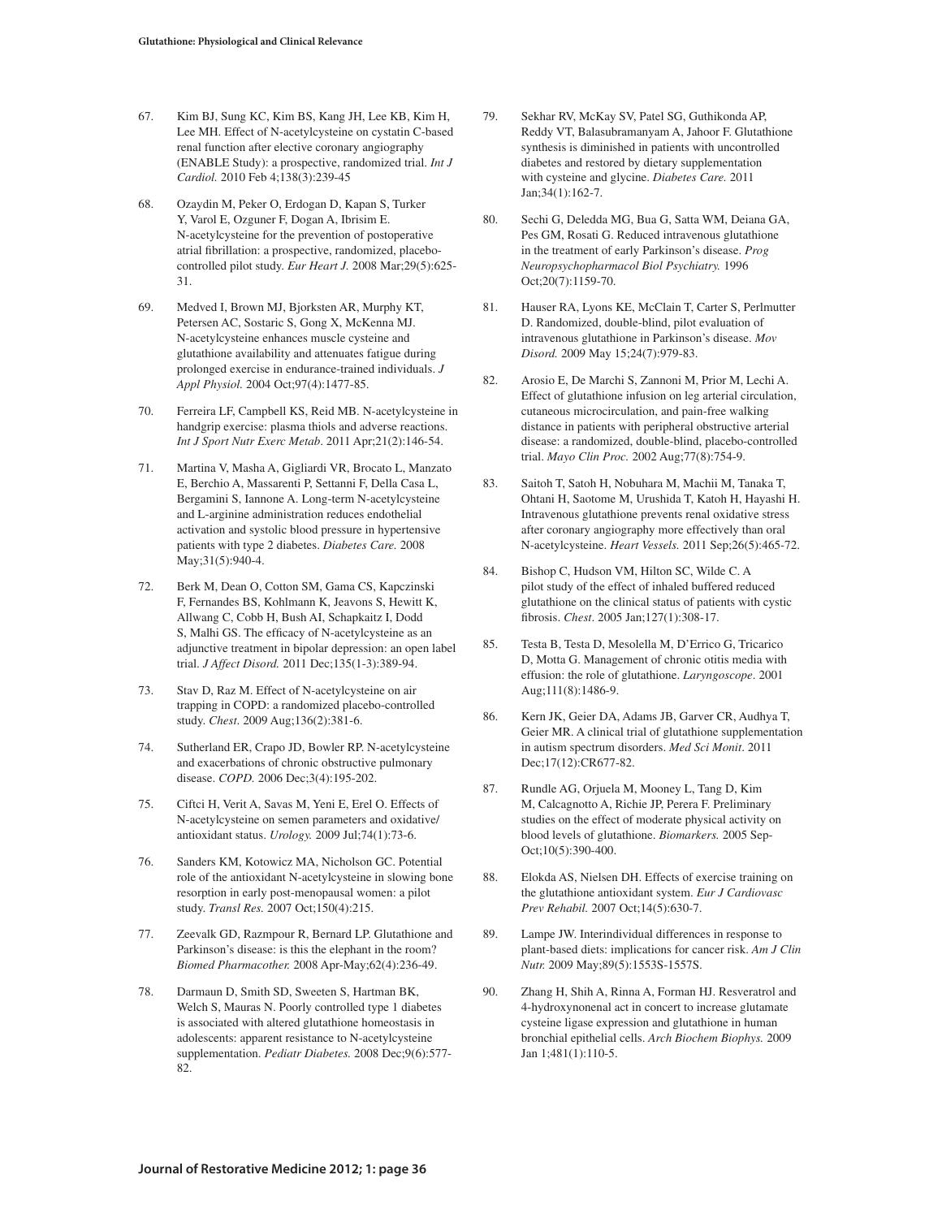67. Kim BJ, Sung KC, Kim BS, Kang JH, Lee KB, Kim H, Lee MH. Effect of N-acetylcysteine on cystatin C-based renal function after elective coronary angiography (ENABLE Study): a prospective, randomized trial. *Int J Cardiol.* 2010 Feb 4;138(3):239-45

68. Ozaydin M, Peker O, Erdogan D, Kapan S, Turker Y, Varol E, Ozguner F, Dogan A, Ibrisim E. N-acetylcysteine for the prevention of postoperative atrial fibrillation: a prospective, randomized, placebo-controlled pilot study. *Eur Heart J.* 2008 Mar;29(5):625-31.

69. Medved I, Brown MJ, Bjorksten AR, Murphy KT, Petersen AC, Sostaric S, Gong X, McKenna MJ. N-acetylcysteine enhances muscle cysteine and glutathione availability and attenuates fatigue during prolonged exercise in endurance-trained individuals. *J Appl Physiol.* 2004 Oct;97(4):1477-85.

70. Ferreira LF, Campbell KS, Reid MB. N-acetylcysteine in handgrip exercise: plasma thiols and adverse reactions. *Int J Sport Nutr Exerc Metab*. 2011 Apr;21(2):146-54.

71. Martina V, Masha A, Gigliardi VR, Brocato L, Manzato E, Berchio A, Massarenti P, Settanni F, Della Casa L, Bergamini S, Iannone A. Long-term N-acetylcysteine and L-arginine administration reduces endothelial activation and systolic blood pressure in hypertensive patients with type 2 diabetes. *Diabetes Care.* 2008 May;31(5):940-4.

72. Berk M, Dean O, Cotton SM, Gama CS, Kapczinski F, Fernandes BS, Kohlmann K, Jeavons S, Hewitt K, Allwang C, Cobb H, Bush AI, Schapkaitz I, Dodd S, Malhi GS. The efficacy of N-acetylcysteine as an adjunctive treatment in bipolar depression: an open label trial. *J Affect Disord.* 2011 Dec;135(1-3):389-94.

73. Stav D, Raz M. Effect of N-acetylcysteine on air trapping in COPD: a randomized placebo-controlled study. *Chest*. 2009 Aug;136(2):381-6.

74. Sutherland ER, Crapo JD, Bowler RP. N-acetylcysteine and exacerbations of chronic obstructive pulmonary disease. *COPD.* 2006 Dec;3(4):195-202.

75. Ciftci H, Verit A, Savas M, Yeni E, Erel O. Effects of N-acetylcysteine on semen parameters and oxidative/antioxidant status. *Urology.* 2009 Jul;74(1):73-6.

76. Sanders KM, Kotowicz MA, Nicholson GC. Potential role of the antioxidant N-acetylcysteine in slowing bone resorption in early post-menopausal women: a pilot study. *Transl Res.* 2007 Oct;150(4):215.

77. Zeevalk GD, Razmpour R, Bernard LP. Glutathione and Parkinson's disease: is this the elephant in the room? *Biomed Pharmacother.* 2008 Apr-May;62(4):236-49.

78. Darmaun D, Smith SD, Sweeten S, Hartman BK, Welch S, Mauras N. Poorly controlled type 1 diabetes is associated with altered glutathione homeostasis in adolescents: apparent resistance to N-acetylcysteine supplementation. *Pediatr Diabetes.* 2008 Dec;9(6):577-82.

79. Sekhar RV, McKay SV, Patel SG, Guthikonda AP, Reddy VT, Balasubramanyam A, Jahoor F. Glutathione synthesis is diminished in patients with uncontrolled diabetes and restored by dietary supplementation with cysteine and glycine. *Diabetes Care.* 2011 Jan;34(1):162-7.

80. Sechi G, Deledda MG, Bua G, Satta WM, Deiana GA, Pes GM, Rosati G. Reduced intravenous glutathione in the treatment of early Parkinson's disease. *Prog Neuropsychopharmacol Biol Psychiatry.* 1996 Oct;20(7):1159-70.

81. Hauser RA, Lyons KE, McClain T, Carter S, Perlmutter D. Randomized, double-blind, pilot evaluation of intravenous glutathione in Parkinson's disease. *Mov Disord.* 2009 May 15;24(7):979-83.

82. Arosio E, De Marchi S, Zannoni M, Prior M, Lechi A. Effect of glutathione infusion on leg arterial circulation, cutaneous microcirculation, and pain-free walking distance in patients with peripheral obstructive arterial disease: a randomized, double-blind, placebo-controlled trial. *Mayo Clin Proc.* 2002 Aug;77(8):754-9.

83. Saitoh T, Satoh H, Nobuhara M, Machii M, Tanaka T, Ohtani H, Saotome M, Urushida T, Katoh H, Hayashi H. Intravenous glutathione prevents renal oxidative stress after coronary angiography more effectively than oral N-acetylcysteine. *Heart Vessels.* 2011 Sep;26(5):465-72.

84. Bishop C, Hudson VM, Hilton SC, Wilde C. A pilot study of the effect of inhaled buffered reduced glutathione on the clinical status of patients with cystic fibrosis. *Chest*. 2005 Jan;127(1):308-17.

85. Testa B, Testa D, Mesolella M, D'Errico G, Tricarico D, Motta G. Management of chronic otitis media with effusion: the role of glutathione. *Laryngoscope*. 2001 Aug;111(8):1486-9.

86. Kern JK, Geier DA, Adams JB, Garver CR, Audhya T, Geier MR. A clinical trial of glutathione supplementation in autism spectrum disorders. *Med Sci Monit*. 2011 Dec;17(12):CR677-82.

87. Rundle AG, Orjuela M, Mooney L, Tang D, Kim M, Calcagnotto A, Richie JP, Perera F. Preliminary studies on the effect of moderate physical activity on blood levels of glutathione. *Biomarkers.* 2005 Sep-Oct;10(5):390-400.

88. Elokda AS, Nielsen DH. Effects of exercise training on the glutathione antioxidant system. *Eur J Cardiovasc Prev Rehabil.* 2007 Oct;14(5):630-7.

89. Lampe JW. Interindividual differences in response to plant-based diets: implications for cancer risk. *Am J Clin Nutr.* 2009 May;89(5):1553S-1557S.

90. Zhang H, Shih A, Rinna A, Forman HJ. Resveratrol and 4-hydroxynonenal act in concert to increase glutamate cysteine ligase expression and glutathione in human bronchial epithelial cells. *Arch Biochem Biophys.* 2009 Jan 1;481(1):110-5.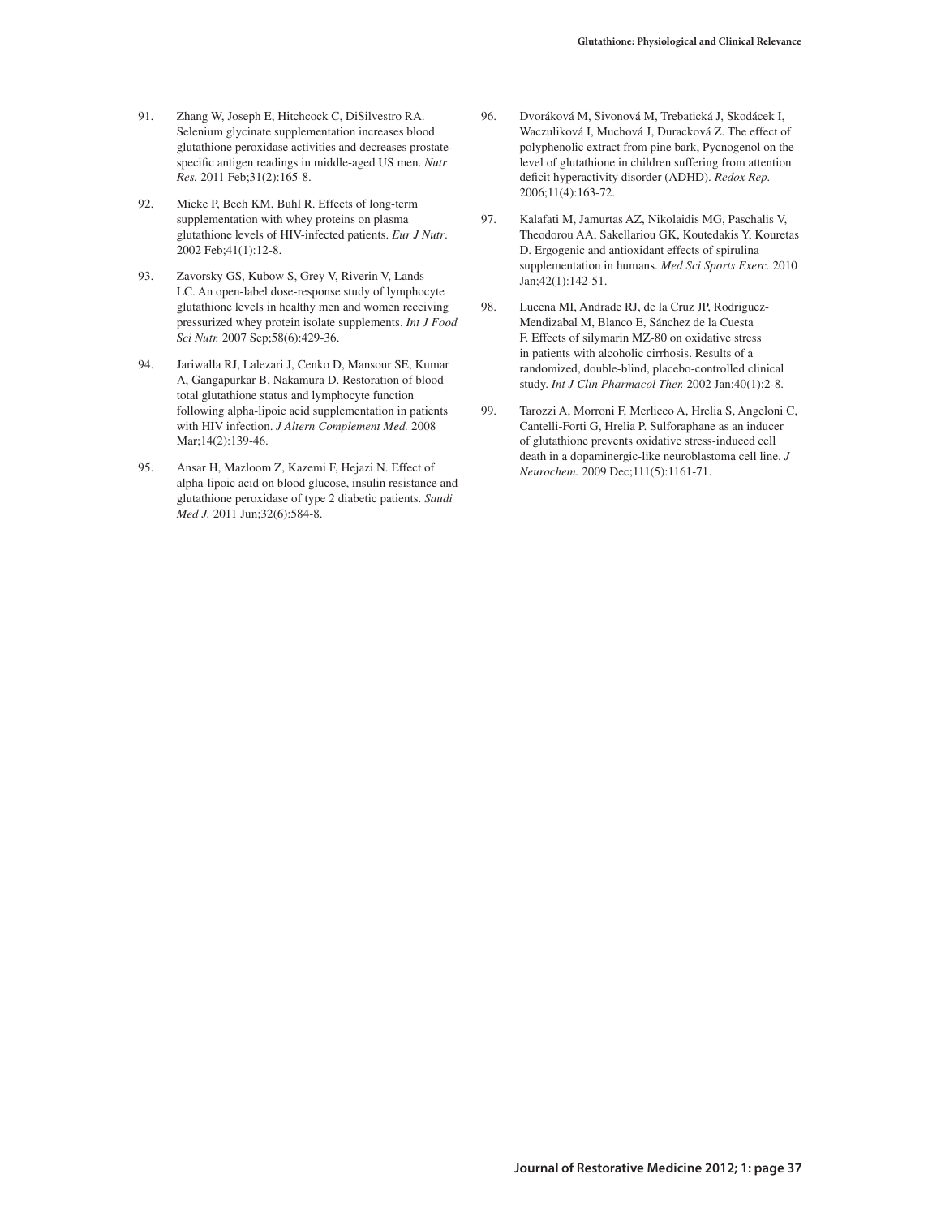91. Zhang W, Joseph E, Hitchcock C, DiSilvestro RA. Selenium glycinate supplementation increases blood glutathione peroxidase activities and decreases prostate-specific antigen readings in middle-aged US men. *Nutr Res.* 2011 Feb;31(2):165-8.

92. Micke P, Beeh KM, Buhl R. Effects of long-term supplementation with whey proteins on plasma glutathione levels of HIV-infected patients. *Eur J Nutr*. 2002 Feb;41(1):12-8.

93. Zavorsky GS, Kubow S, Grey V, Riverin V, Lands LC. An open-label dose-response study of lymphocyte glutathione levels in healthy men and women receiving pressurized whey protein isolate supplements. *Int J Food Sci Nutr.* 2007 Sep;58(6):429-36.

94. Jariwalla RJ, Lalezari J, Cenko D, Mansour SE, Kumar A, Gangapurkar B, Nakamura D. Restoration of blood total glutathione status and lymphocyte function following alpha-lipoic acid supplementation in patients with HIV infection. *J Altern Complement Med.* 2008 Mar;14(2):139-46.

95. Ansar H, Mazloom Z, Kazemi F, Hejazi N. Effect of alpha-lipoic acid on blood glucose, insulin resistance and glutathione peroxidase of type 2 diabetic patients. *Saudi Med J.* 2011 Jun;32(6):584-8.

96. Dvoráková M, Sivonová M, Trebatická J, Skodácek I, Waczuliková I, Muchová J, Duracková Z. The effect of polyphenolic extract from pine bark, Pycnogenol on the level of glutathione in children suffering from attention deficit hyperactivity disorder (ADHD). *Redox Rep.* 2006;11(4):163-72.

97. Kalafati M, Jamurtas AZ, Nikolaidis MG, Paschalis V, Theodorou AA, Sakellariou GK, Koutedakis Y, Kouretas D. Ergogenic and antioxidant effects of spirulina supplementation in humans. *Med Sci Sports Exerc.* 2010 Jan;42(1):142-51.

98. Lucena MI, Andrade RJ, de la Cruz JP, Rodriguez-Mendizabal M, Blanco E, Sánchez de la Cuesta F. Effects of silymarin MZ-80 on oxidative stress in patients with alcoholic cirrhosis. Results of a randomized, double-blind, placebo-controlled clinical study. *Int J Clin Pharmacol Ther.* 2002 Jan;40(1):2-8.

99. Tarozzi A, Morroni F, Merlicco A, Hrelia S, Angeloni C, Cantelli-Forti G, Hrelia P. Sulforaphane as an inducer of glutathione prevents oxidative stress-induced cell death in a dopaminergic-like neuroblastoma cell line. *J Neurochem.* 2009 Dec;111(5):1161-71.